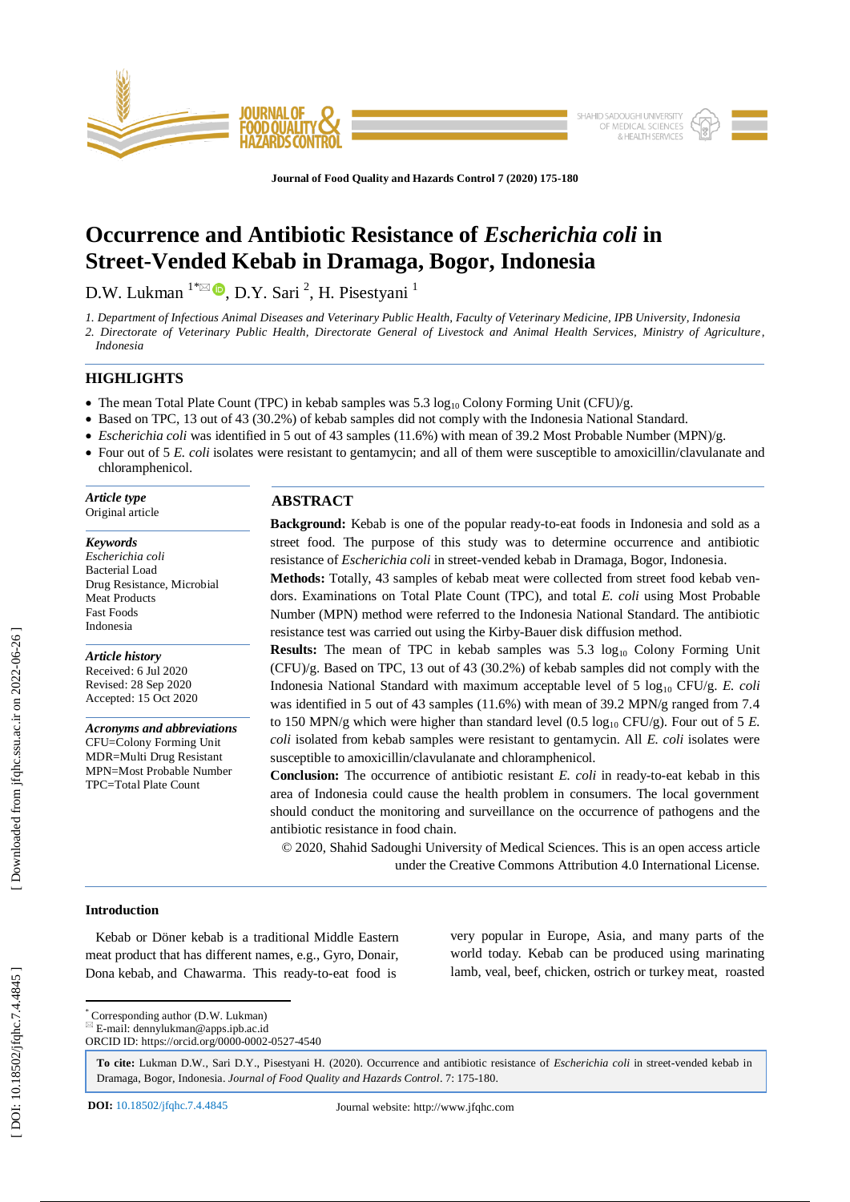# Occurrence and Antibiotic Resistance of *Escherichia coli* in Street-Vended Kebab in Dramaga, Bogor, Indonesia

D.W. Lukman [1*], D.Y. Sari [2], H. Pisestyani [1]

1. Department of Infectious Animal Diseases and Veterinary Public Health, Faculty of Veterinary Medicine, IPB University, Indonesia
2. Directorate of Veterinary Public Health, Directorate General of Livestock and Animal Health Services, Ministry of Agriculture, Indonesia

## HIGHLIGHTS

- The mean Total Plate Count (TPC) in kebab samples was 5.3 $\log_{10}$ Colony Forming Unit (CFU)/g.
- Based on TPC, 13 out of 43 (30.2%) of kebab samples did not comply with the Indonesia National Standard.
- *Escherichia coli* was identified in 5 out of 43 samples (11.6%) with mean of 39.2 Most Probable Number (MPN)/g.
- Four out of 5 *E. coli* isolates were resistant to gentamycin; and all of them were susceptible to amoxicillin/clavulanate and chloramphenicol.

***Article type***
Original article

***Keywords***
*Escherichia coli*
Bacterial Load
Drug Resistance, Microbial
Meat Products
Fast Foods
Indonesia

***Article history***
Received: 6 Jul 2020
Revised: 28 Sep 2020
Accepted: 15 Oct 2020

***Acronyms and abbreviations***
CFU=Colony Forming Unit
MDR=Multi Drug Resistant
MPN=Most Probable Number
TPC=Total Plate Count

## ABSTRACT

**Background:** Kebab is one of the popular ready-to-eat foods in Indonesia and sold as a street food. The purpose of this study was to determine occurrence and antibiotic resistance of *Escherichia coli* in street-vended kebab in Dramaga, Bogor, Indonesia.

**Methods:** Totally, 43 samples of kebab meat were collected from street food kebab vendors. Examinations on Total Plate Count (TPC), and total *E. coli* using Most Probable Number (MPN) method were referred to the Indonesia National Standard. The antibiotic resistance test was carried out using the Kirby-Bauer disk diffusion method.

**Results:** The mean of TPC in kebab samples was 5.3 $\log_{10}$ Colony Forming Unit (CFU)/g. Based on TPC, 13 out of 43 (30.2%) of kebab samples did not comply with the Indonesia National Standard with maximum acceptable level of 5 $\log_{10}$ CFU/g. *E. coli* was identified in 5 out of 43 samples (11.6%) with mean of 39.2 MPN/g ranged from 7.4 to 150 MPN/g which were higher than standard level (0.5 $\log_{10}$ CFU/g). Four out of 5 *E. coli* isolated from kebab samples were resistant to gentamycin. All *E. coli* isolates were susceptible to amoxicillin/clavulanate and chloramphenicol.

**Conclusion:** The occurrence of antibiotic resistant *E. coli* in ready-to-eat kebab in this area of Indonesia could cause the health problem in consumers. The local government should conduct the monitoring and surveillance on the occurrence of pathogens and the antibiotic resistance in food chain.

© 2020, Shahid Sadoughi University of Medical Sciences. This is an open access article under the Creative Commons Attribution 4.0 International License.

### Introduction

Kebab or Döner kebab is a traditional Middle Eastern meat product that has different names, e.g., Gyro, Donair, Dona kebab, and Chawarma. This ready-to-eat food is very popular in Europe, Asia, and many parts of the world today. Kebab can be produced using marinating lamb, veal, beef, chicken, ostrich or turkey meat, roasted

* Corresponding author (D.W. Lukman)
E-mail: dennylukman@apps.ipb.ac.id
ORCID ID: https://orcid.org/0000-0002-0527-4540

**To cite:** Lukman D.W., Sari D.Y., Pisestyani H. (2020). Occurrence and antibiotic resistance of *Escherichia coli* in street-vended kebab in Dramaga, Bogor, Indonesia. *Journal of Food Quality and Hazards Control*. 7: 175-180.

**DOI:** 10.18502/jfqhc.7.4.4845

Journal website: http://www.jfqhc.com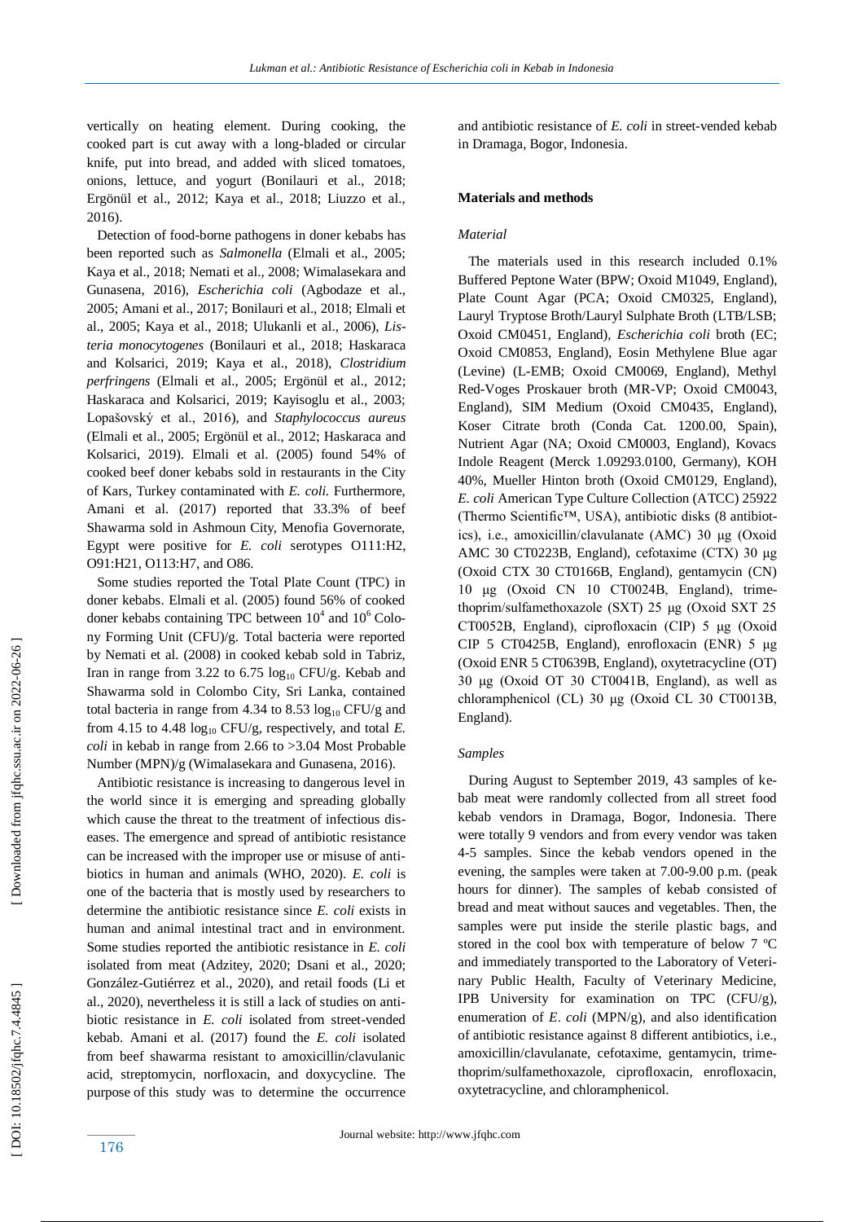vertically on heating element. During cooking, the cooked part is cut away with a long-bladed or circular knife, put into bread, and added with sliced tomatoes, onions, lettuce, and yogurt (Bonilauri et al., 2018; Ergönül et al., 2012; Kaya et al., 2018; Liuzzo et al., 2016).

Detection of food-borne pathogens in doner kebabs has been reported such as *Salmonella* (Elmali et al., 2005; Kaya et al., 2018; Nemati et al., 2008; Wimalasekara and Gunasena, 2016), *Escherichia coli* (Agbodaze et al., 2005; Amani et al., 2017; Bonilauri et al., 2018; Elmali et al., 2005; Kaya et al., 2018; Ulukanli et al., 2006), *Listeria monocytogenes* (Bonilauri et al., 2018; Haskaraca and Kolsarici, 2019; Kaya et al., 2018), *Clostridium perfringens* (Elmali et al., 2005; Ergönül et al., 2012; Haskaraca and Kolsarici, 2019; Kayisoglu et al., 2003; Lopašovský et al., 2016), and *Staphylococcus aureus* (Elmali et al., 2005; Ergönül et al., 2012; Haskaraca and Kolsarici, 2019). Elmali et al. (2005) found 54% of cooked beef doner kebabs sold in restaurants in the City of Kars, Turkey contaminated with *E. coli*. Furthermore, Amani et al. (2017) reported that 33.3% of beef Shawarma sold in Ashmoun City, Menofia Governorate, Egypt were positive for *E. coli* serotypes O111:H2, O91:H21, O113:H7, and O86.

Some studies reported the Total Plate Count (TPC) in doner kebabs. Elmali et al. (2005) found 56% of cooked doner kebabs containing TPC between $10^4$ and $10^6$ Colony Forming Unit (CFU)/g. Total bacteria were reported by Nemati et al. (2008) in cooked kebab sold in Tabriz, Iran in range from 3.22 to 6.75 $\log_{10}$ CFU/g. Kebab and Shawarma sold in Colombo City, Sri Lanka, contained total bacteria in range from 4.34 to 8.53 $\log_{10}$ CFU/g and from 4.15 to 4.48 $\log_{10}$ CFU/g, respectively, and total *E. coli* in kebab in range from 2.66 to >3.04 Most Probable Number (MPN)/g (Wimalasekara and Gunasena, 2016).

Antibiotic resistance is increasing to dangerous level in the world since it is emerging and spreading globally which cause the threat to the treatment of infectious diseases. The emergence and spread of antibiotic resistance can be increased with the improper use or misuse of antibiotics in human and animals (WHO, 2020). *E. coli* is one of the bacteria that is mostly used by researchers to determine the antibiotic resistance since *E. coli* exists in human and animal intestinal tract and in environment. Some studies reported the antibiotic resistance in *E. coli* isolated from meat (Adzitey, 2020; Dsani et al., 2020; González-Gutiérrez et al., 2020), and retail foods (Li et al., 2020), nevertheless it is still a lack of studies on antibiotic resistance in *E. coli* isolated from street-vended kebab. Amani et al. (2017) found the *E. coli* isolated from beef shawarma resistant to amoxicillin/clavulanic acid, streptomycin, norfloxacin, and doxycycline. The purpose of this study was to determine the occurrence and antibiotic resistance of *E. coli* in street-vended kebab in Dramaga, Bogor, Indonesia.

## Materials and methods

### *Material*

The materials used in this research included 0.1% Buffered Peptone Water (BPW; Oxoid M1049, England), Plate Count Agar (PCA; Oxoid CM0325, England), Lauryl Tryptose Broth/Lauryl Sulphate Broth (LTB/LSB; Oxoid CM0451, England), *Escherichia coli* broth (EC; Oxoid CM0853, England), Eosin Methylene Blue agar (Levine) (L-EMB; Oxoid CM0069, England), Methyl Red-Voges Proskauer broth (MR-VP; Oxoid CM0043, England), SIM Medium (Oxoid CM0435, England), Koser Citrate broth (Conda Cat. 1200.00, Spain), Nutrient Agar (NA; Oxoid CM0003, England), Kovacs Indole Reagent (Merck 1.09293.0100, Germany), KOH 40%, Mueller Hinton broth (Oxoid CM0129, England), *E. coli* American Type Culture Collection (ATCC) 25922 (Thermo Scientific™, USA), antibiotic disks (8 antibiotics), i.e., amoxicillin/clavulanate (AMC) 30 μg (Oxoid AMC 30 CT0223B, England), cefotaxime (CTX) 30 μg (Oxoid CTX 30 CT0166B, England), gentamycin (CN) 10 μg (Oxoid CN 10 CT0024B, England), trimethoprim/sulfamethoxazole (SXT) 25 μg (Oxoid SXT 25 CT0052B, England), ciprofloxacin (CIP) 5 μg (Oxoid CIP 5 CT0425B, England), enrofloxacin (ENR) 5 μg (Oxoid ENR 5 CT0639B, England), oxytetracycline (OT) 30 μg (Oxoid OT 30 CT0041B, England), as well as chloramphenicol (CL) 30 μg (Oxoid CL 30 CT0013B, England).

### *Samples*

During August to September 2019, 43 samples of kebab meat were randomly collected from all street food kebab vendors in Dramaga, Bogor, Indonesia. There were totally 9 vendors and from every vendor was taken 4-5 samples. Since the kebab vendors opened in the evening, the samples were taken at 7.00-9.00 p.m. (peak hours for dinner). The samples of kebab consisted of bread and meat without sauces and vegetables. Then, the samples were put inside the sterile plastic bags, and stored in the cool box with temperature of below 7 ºC and immediately transported to the Laboratory of Veterinary Public Health, Faculty of Veterinary Medicine, IPB University for examination on TPC (CFU/g), enumeration of *E. coli* (MPN/g), and also identification of antibiotic resistance against 8 different antibiotics, i.e., amoxicillin/clavulanate, cefotaxime, gentamycin, trimethoprim/sulfamethoxazole, ciprofloxacin, enrofloxacin, oxytetracycline, and chloramphenicol.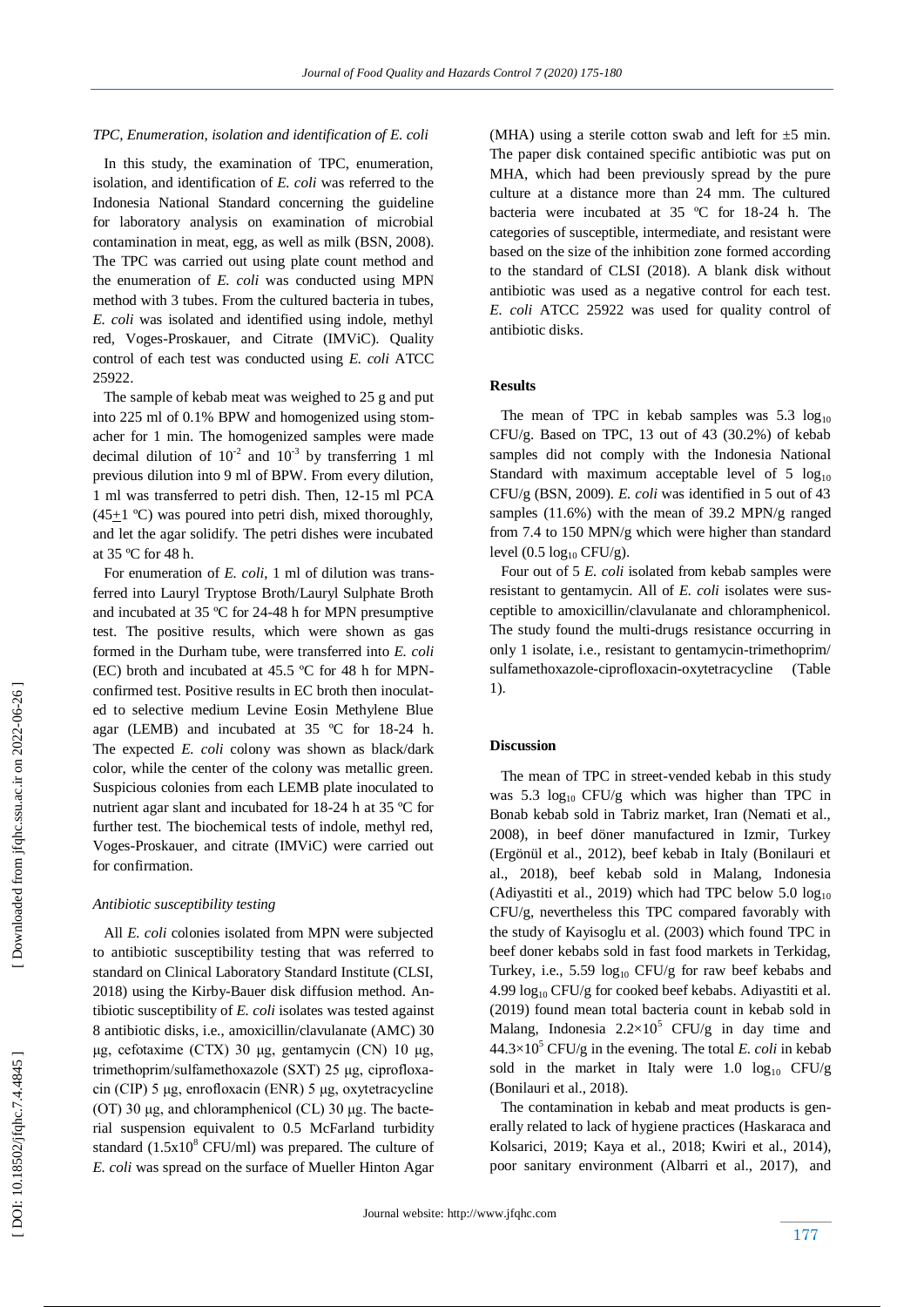### *TPC, Enumeration, isolation and identification of E. coli*

In this study, the examination of TPC, enumeration, isolation, and identification of *E. coli* was referred to the Indonesia National Standard concerning the guideline for laboratory analysis on examination of microbial contamination in meat, egg, as well as milk (BSN, 2008). The TPC was carried out using plate count method and the enumeration of *E. coli* was conducted using MPN method with 3 tubes. From the cultured bacteria in tubes, *E. coli* was isolated and identified using indole, methyl red, Voges-Proskauer, and Citrate (IMViC). Quality control of each test was conducted using *E. coli* ATCC 25922.

The sample of kebab meat was weighed to 25 g and put into 225 ml of 0.1% BPW and homogenized using stomacher for 1 min. The homogenized samples were made decimal dilution of $10^{-2}$ and $10^{-3}$ by transferring 1 ml previous dilution into 9 ml of BPW. From every dilution, 1 ml was transferred to petri dish. Then, 12-15 ml PCA ($45\pm1$ ºC) was poured into petri dish, mixed thoroughly, and let the agar solidify. The petri dishes were incubated at 35 ºC for 48 h.

For enumeration of *E. coli*, 1 ml of dilution was transferred into Lauryl Tryptose Broth/Lauryl Sulphate Broth and incubated at 35 ºC for 24-48 h for MPN presumptive test. The positive results, which were shown as gas formed in the Durham tube, were transferred into *E. coli* (EC) broth and incubated at 45.5 ºC for 48 h for MPN-confirmed test. Positive results in EC broth then inoculated to selective medium Levine Eosin Methylene Blue agar (LEMB) and incubated at 35 ºC for 18-24 h. The expected *E. coli* colony was shown as black/dark color, while the center of the colony was metallic green. Suspicious colonies from each LEMB plate inoculated to nutrient agar slant and incubated for 18-24 h at 35 ºC for further test. The biochemical tests of indole, methyl red, Voges-Proskauer, and citrate (IMViC) were carried out for confirmation.

### *Antibiotic susceptibility testing*

All *E. coli* colonies isolated from MPN were subjected to antibiotic susceptibility testing that was referred to standard on Clinical Laboratory Standard Institute (CLSI, 2018) using the Kirby-Bauer disk diffusion method. Antibiotic susceptibility of *E. coli* isolates was tested against 8 antibiotic disks, i.e., amoxicillin/clavulanate (AMC) 30 μg, cefotaxime (CTX) 30 μg, gentamycin (CN) 10 μg, trimethoprim/sulfamethoxazole (SXT) 25 μg, ciprofloxacin (CIP) 5 μg, enrofloxacin (ENR) 5 μg, oxytetracycline (OT) 30 μg, and chloramphenicol (CL) 30 μg. The bacterial suspension equivalent to 0.5 McFarland turbidity standard ($1.5\text{x}10^{8}$ CFU/ml) was prepared. The culture of *E. coli* was spread on the surface of Mueller Hinton Agar (MHA) using a sterile cotton swab and left for ±5 min. The paper disk contained specific antibiotic was put on MHA, which had been previously spread by the pure culture at a distance more than 24 mm. The cultured bacteria were incubated at 35 ºC for 18-24 h. The categories of susceptible, intermediate, and resistant were based on the size of the inhibition zone formed according to the standard of CLSI (2018). A blank disk without antibiotic was used as a negative control for each test. *E. coli* ATCC 25922 was used for quality control of antibiotic disks.

## Results

The mean of TPC in kebab samples was 5.3 $\log_{10}$ CFU/g. Based on TPC, 13 out of 43 (30.2%) of kebab samples did not comply with the Indonesia National Standard with maximum acceptable level of 5 $\log_{10}$ CFU/g (BSN, 2009). *E. coli* was identified in 5 out of 43 samples (11.6%) with the mean of 39.2 MPN/g ranged from 7.4 to 150 MPN/g which were higher than standard level (0.5 $\log_{10}$ CFU/g).

Four out of 5 *E. coli* isolated from kebab samples were resistant to gentamycin. All of *E. coli* isolates were susceptible to amoxicillin/clavulanate and chloramphenicol. The study found the multi-drugs resistance occurring in only 1 isolate, i.e., resistant to gentamycin-trimethoprim/sulfamethoxazole-ciprofloxacin-oxytetracycline (Table 1).

## Discussion

The mean of TPC in street-vended kebab in this study was 5.3 $\log_{10}$ CFU/g which was higher than TPC in Bonab kebab sold in Tabriz market, Iran (Nemati et al., 2008), in beef döner manufactured in Izmir, Turkey (Ergönül et al., 2012), beef kebab in Italy (Bonilauri et al., 2018), beef kebab sold in Malang, Indonesia (Adiyastiti et al., 2019) which had TPC below 5.0 $\log_{10}$ CFU/g, nevertheless this TPC compared favorably with the study of Kayisoglu et al. (2003) which found TPC in beef doner kebabs sold in fast food markets in Terkidag, Turkey, i.e., 5.59 $\log_{10}$ CFU/g for raw beef kebabs and 4.99 $\log_{10}$ CFU/g for cooked beef kebabs. Adiyastiti et al. (2019) found mean total bacteria count in kebab sold in Malang, Indonesia $2.2\times10^{5}$ CFU/g in day time and $44.3\times10^{5}$ CFU/g in the evening. The total *E. coli* in kebab sold in the market in Italy were 1.0 $\log_{10}$ CFU/g (Bonilauri et al., 2018).

The contamination in kebab and meat products is generally related to lack of hygiene practices (Haskaraca and Kolsarici, 2019; Kaya et al., 2018; Kwiri et al., 2014), poor sanitary environment (Albarri et al., 2017), and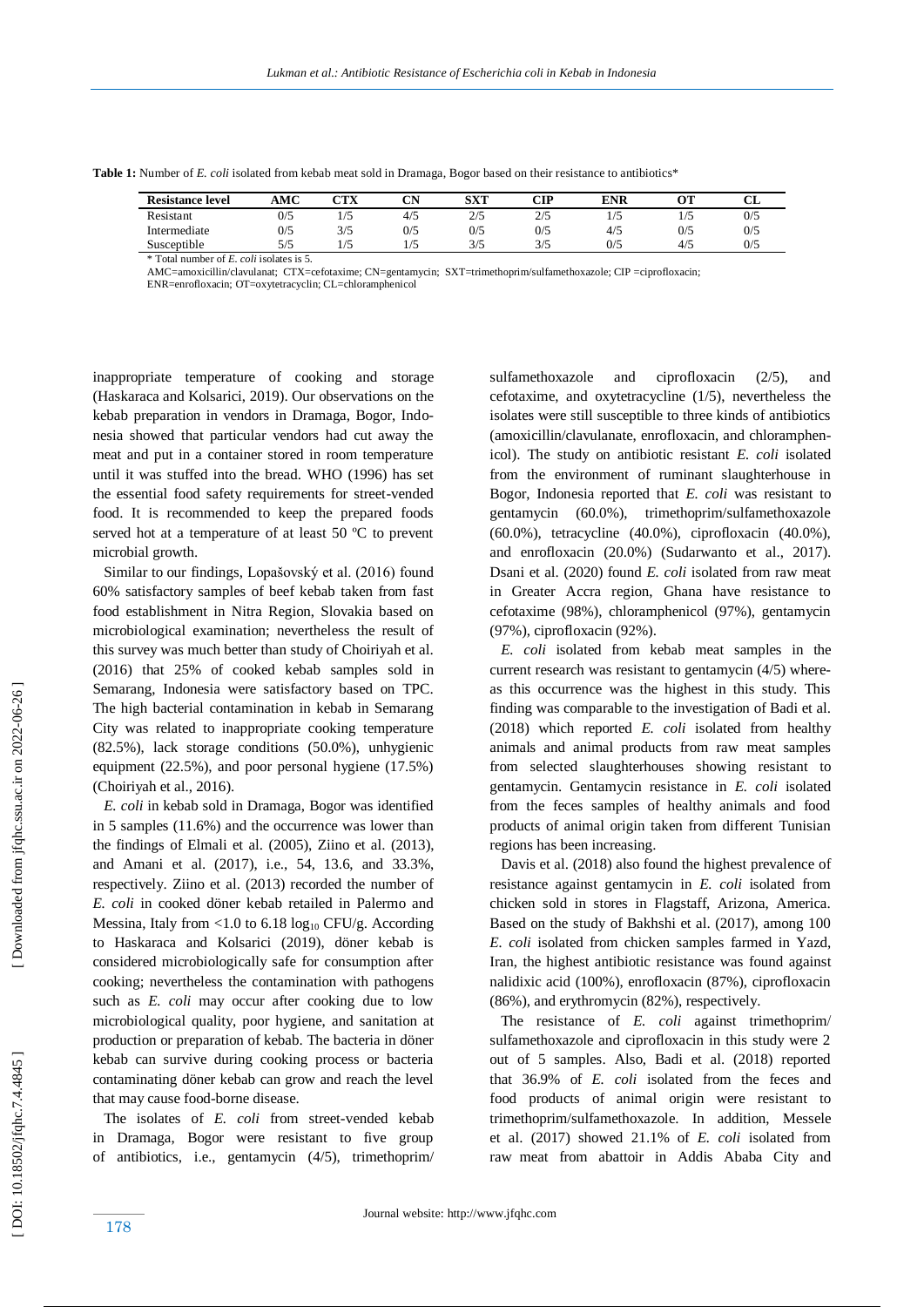**Table 1:** Number of *E. coli* isolated from kebab meat sold in Dramaga, Bogor based on their resistance to antibiotics*

| Resistance level | AMC | CTX | CN | SXT | CIP | ENR | OT | CL |
|---|---|---|---|---|---|---|---|---|
| Resistant | 0/5 | 1/5 | 4/5 | 2/5 | 2/5 | 1/5 | 1/5 | 0/5 |
| Intermediate | 0/5 | 3/5 | 0/5 | 0/5 | 0/5 | 4/5 | 0/5 | 0/5 |
| Susceptible | 5/5 | 1/5 | 1/5 | 3/5 | 3/5 | 0/5 | 4/5 | 0/5 |

\* Total number of *E. coli* isolates is 5.
AMC=amoxicillin/clavulanat; CTX=cefotaxime; CN=gentamycin; SXT=trimethoprim/sulfamethoxazole; CIP =ciprofloxacin; ENR=enrofloxacin; OT=oxytetracyclin; CL=chloramphenicol

inappropriate temperature of cooking and storage (Haskaraca and Kolsarici, 2019). Our observations on the kebab preparation in vendors in Dramaga, Bogor, Indonesia showed that particular vendors had cut away the meat and put in a container stored in room temperature until it was stuffed into the bread. WHO (1996) has set the essential food safety requirements for street-vended food. It is recommended to keep the prepared foods served hot at a temperature of at least 50 ºC to prevent microbial growth.

Similar to our findings, Lopašovský et al. (2016) found 60% satisfactory samples of beef kebab taken from fast food establishment in Nitra Region, Slovakia based on microbiological examination; nevertheless the result of this survey was much better than study of Choiriyah et al. (2016) that 25% of cooked kebab samples sold in Semarang, Indonesia were satisfactory based on TPC. The high bacterial contamination in kebab in Semarang City was related to inappropriate cooking temperature (82.5%), lack storage conditions (50.0%), unhygienic equipment (22.5%), and poor personal hygiene (17.5%) (Choiriyah et al., 2016).

*E. coli* in kebab sold in Dramaga, Bogor was identified in 5 samples (11.6%) and the occurrence was lower than the findings of Elmali et al. (2005), Ziino et al. (2013), and Amani et al. (2017), i.e., 54, 13.6, and 33.3%, respectively. Ziino et al. (2013) recorded the number of *E. coli* in cooked döner kebab retailed in Palermo and Messina, Italy from <1.0 to 6.18 $\log_{10}$ CFU/g. According to Haskaraca and Kolsarici (2019), döner kebab is considered microbiologically safe for consumption after cooking; nevertheless the contamination with pathogens such as *E. coli* may occur after cooking due to low microbiological quality, poor hygiene, and sanitation at production or preparation of kebab. The bacteria in döner kebab can survive during cooking process or bacteria contaminating döner kebab can grow and reach the level that may cause food-borne disease.

The isolates of *E. coli* from street-vended kebab in Dramaga, Bogor were resistant to five group of antibiotics, i.e., gentamycin (4/5), trimethoprim/sulfamethoxazole and ciprofloxacin (2/5), and cefotaxime, and oxytetracycline (1/5), nevertheless the isolates were still susceptible to three kinds of antibiotics (amoxicillin/clavulanate, enrofloxacin, and chloramphenicol). The study on antibiotic resistant *E. coli* isolated from the environment of ruminant slaughterhouse in Bogor, Indonesia reported that *E. coli* was resistant to gentamycin (60.0%), trimethoprim/sulfamethoxazole (60.0%), tetracycline (40.0%), ciprofloxacin (40.0%), and enrofloxacin (20.0%) (Sudarwanto et al., 2017). Dsani et al. (2020) found *E. coli* isolated from raw meat in Greater Accra region, Ghana have resistance to cefotaxime (98%), chloramphenicol (97%), gentamycin (97%), ciprofloxacin (92%).

*E. coli* isolated from kebab meat samples in the current research was resistant to gentamycin (4/5) whereas this occurrence was the highest in this study. This finding was comparable to the investigation of Badi et al. (2018) which reported *E. coli* isolated from healthy animals and animal products from raw meat samples from selected slaughterhouses showing resistant to gentamycin. Gentamycin resistance in *E. coli* isolated from the feces samples of healthy animals and food products of animal origin taken from different Tunisian regions has been increasing.

Davis et al. (2018) also found the highest prevalence of resistance against gentamycin in *E. coli* isolated from chicken sold in stores in Flagstaff, Arizona, America. Based on the study of Bakhshi et al. (2017), among 100 *E. coli* isolated from chicken samples farmed in Yazd, Iran, the highest antibiotic resistance was found against nalidixic acid (100%), enrofloxacin (87%), ciprofloxacin (86%), and erythromycin (82%), respectively.

The resistance of *E. coli* against trimethoprim/sulfamethoxazole and ciprofloxacin in this study were 2 out of 5 samples. Also, Badi et al. (2018) reported that 36.9% of *E. coli* isolated from the feces and food products of animal origin were resistant to trimethoprim/sulfamethoxazole. In addition, Messele et al. (2017) showed 21.1% of *E. coli* isolated from raw meat from abattoir in Addis Ababa City and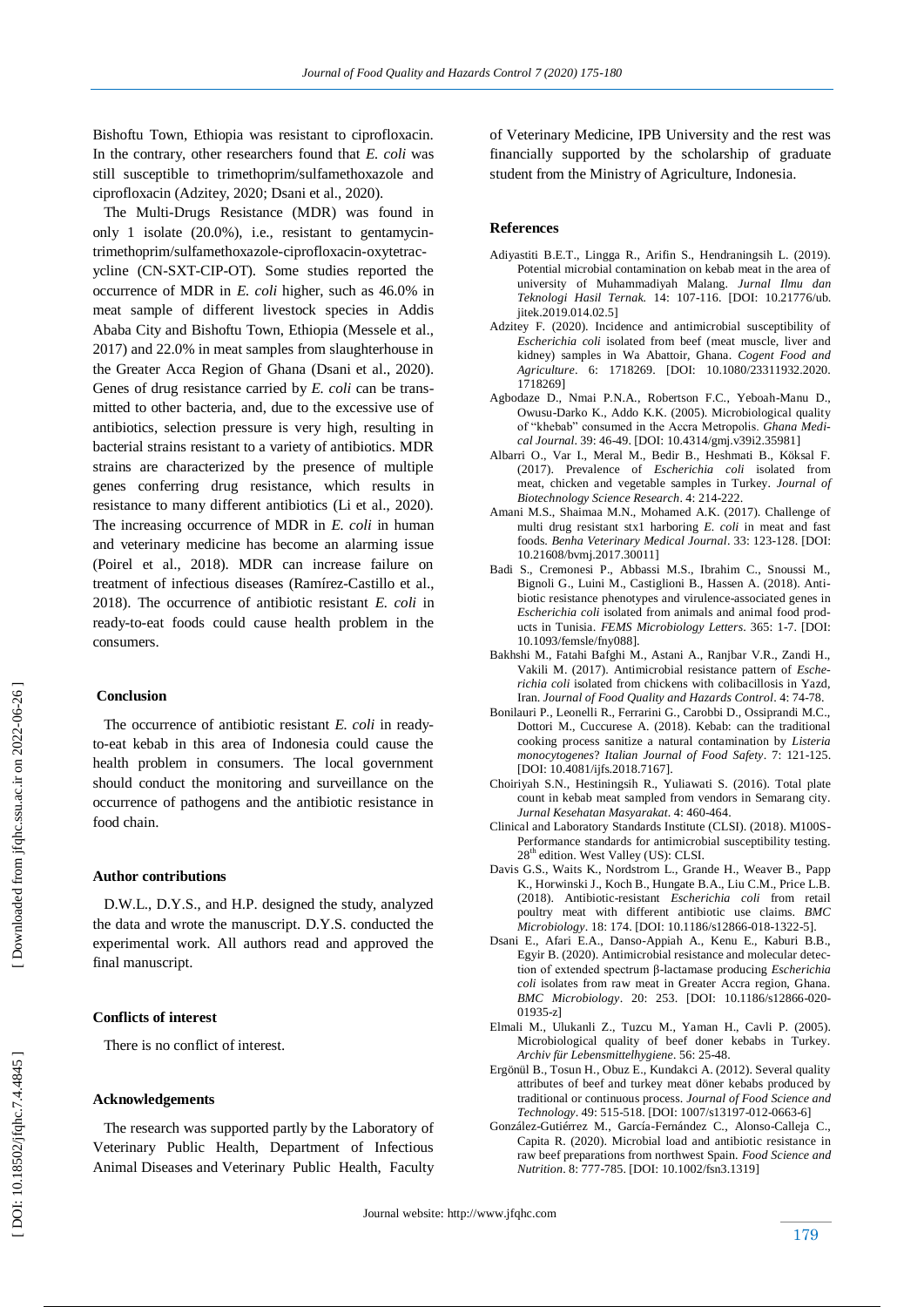Bishoftu Town, Ethiopia was resistant to ciprofloxacin. In the contrary, other researchers found that *E. coli* was still susceptible to trimethoprim/sulfamethoxazole and ciprofloxacin (Adzitey, 2020; Dsani et al., 2020).

The Multi-Drugs Resistance (MDR) was found in only 1 isolate (20.0%), i.e., resistant to gentamycin-trimethoprim/sulfamethoxazole-ciprofloxacin-oxytetracycline (CN-SXT-CIP-OT). Some studies reported the occurrence of MDR in *E. coli* higher, such as 46.0% in meat sample of different livestock species in Addis Ababa City and Bishoftu Town, Ethiopia (Messele et al., 2017) and 22.0% in meat samples from slaughterhouse in the Greater Acca Region of Ghana (Dsani et al., 2020). Genes of drug resistance carried by *E. coli* can be transmitted to other bacteria, and, due to the excessive use of antibiotics, selection pressure is very high, resulting in bacterial strains resistant to a variety of antibiotics. MDR strains are characterized by the presence of multiple genes conferring drug resistance, which results in resistance to many different antibiotics (Li et al., 2020). The increasing occurrence of MDR in *E. coli* in human and veterinary medicine has become an alarming issue (Poirel et al., 2018). MDR can increase failure on treatment of infectious diseases (Ramírez-Castillo et al., 2018). The occurrence of antibiotic resistant *E. coli* in ready-to-eat foods could cause health problem in the consumers.

## Conclusion

The occurrence of antibiotic resistant *E. coli* in ready-to-eat kebab in this area of Indonesia could cause the health problem in consumers. The local government should conduct the monitoring and surveillance on the occurrence of pathogens and the antibiotic resistance in food chain.

## Author contributions

D.W.L., D.Y.S., and H.P. designed the study, analyzed the data and wrote the manuscript. D.Y.S. conducted the experimental work. All authors read and approved the final manuscript.

## Conflicts of interest

There is no conflict of interest.

## Acknowledgements

The research was supported partly by the Laboratory of Veterinary Public Health, Department of Infectious Animal Diseases and Veterinary Public Health, Faculty of Veterinary Medicine, IPB University and the rest was financially supported by the scholarship of graduate student from the Ministry of Agriculture, Indonesia.

## References

Adiyastiti B.E.T., Lingga R., Arifin S., Hendraningsih L. (2019). Potential microbial contamination on kebab meat in the area of university of Muhammadiyah Malang. *Jurnal Ilmu dan Teknologi Hasil Ternak.* 14: 107-116. [DOI: 10.21776/ub.jitek.2019.014.02.5]

Adzitey F. (2020). Incidence and antimicrobial susceptibility of *Escherichia coli* isolated from beef (meat muscle, liver and kidney) samples in Wa Abattoir, Ghana. *Cogent Food and Agriculture*. 6: 1718269. [DOI: 10.1080/23311932.2020.1718269]

Agbodaze D., Nmai P.N.A., Robertson F.C., Yeboah-Manu D., Owusu-Darko K., Addo K.K. (2005). Microbiological quality of "khebab" consumed in the Accra Metropolis. *Ghana Medical Journal*. 39: 46-49. [DOI: 10.4314/gmj.v39i2.35981]

Albarri O., Var I., Meral M., Bedir B., Heshmati B., Köksal F. (2017). Prevalence of *Escherichia coli* isolated from meat, chicken and vegetable samples in Turkey. *Journal of Biotechnology Science Research*. 4: 214-222.

Amani M.S., Shaimaa M.N., Mohamed A.K. (2017). Challenge of multi drug resistant stx1 harboring *E. coli* in meat and fast foods. *Benha Veterinary Medical Journal*. 33: 123-128. [DOI: 10.21608/bvmj.2017.30011]

Badi S., Cremonesi P., Abbassi M.S., Ibrahim C., Snoussi M., Bignoli G., Luini M., Castiglioni B., Hassen A. (2018). Antibiotic resistance phenotypes and virulence-associated genes in *Escherichia coli* isolated from animals and animal food products in Tunisia. *FEMS Microbiology Letters*. 365: 1-7. [DOI: 10.1093/femsle/fny088].

Bakhshi M., Fatahi Bafghi M., Astani A., Ranjbar V.R., Zandi H., Vakili M. (2017). Antimicrobial resistance pattern of *Escherichia coli* isolated from chickens with colibacillosis in Yazd, Iran. *Journal of Food Quality and Hazards Control*. 4: 74-78.

Bonilauri P., Leonelli R., Ferrarini G., Carobbi D., Ossiprandi M.C., Dottori M., Cuccurese A. (2018). Kebab: can the traditional cooking process sanitize a natural contamination by *Listeria monocytogenes*? *Italian Journal of Food Safety*. 7: 121-125. [DOI: 10.4081/ijfs.2018.7167].

Choiriyah S.N., Hestiningsih R., Yuliawati S. (2016). Total plate count in kebab meat sampled from vendors in Semarang city. *Jurnal Kesehatan Masyarakat*. 4: 460-464.

Clinical and Laboratory Standards Institute (CLSI). (2018). M100S-Performance standards for antimicrobial susceptibility testing. 28th edition. West Valley (US): CLSI.

Davis G.S., Waits K., Nordstrom L., Grande H., Weaver B., Papp K., Horwinski J., Koch B., Hungate B.A., Liu C.M., Price L.B. (2018). Antibiotic-resistant *Escherichia coli* from retail poultry meat with different antibiotic use claims. *BMC Microbiology*. 18: 174. [DOI: 10.1186/s12866-018-1322-5].

Dsani E., Afari E.A., Danso-Appiah A., Kenu E., Kaburi B.B., Egyir B. (2020). Antimicrobial resistance and molecular detection of extended spectrum β-lactamase producing *Escherichia coli* isolates from raw meat in Greater Accra region, Ghana. *BMC Microbiology*. 20: 253. [DOI: 10.1186/s12866-020-01935-z]

Elmali M., Ulukanli Z., Tuzcu M., Yaman H., Cavli P. (2005). Microbiological quality of beef doner kebabs in Turkey. *Archiv für Lebensmittelhygiene*. 56: 25-48.

Ergönül B., Tosun H., Obuz E., Kundakci A. (2012). Several quality attributes of beef and turkey meat döner kebabs produced by traditional or continuous process. *Journal of Food Science and Technology*. 49: 515-518. [DOI: 1007/s13197-012-0663-6]

González-Gutiérrez M., García-Fernández C., Alonso-Calleja C., Capita R. (2020). Microbial load and antibiotic resistance in raw beef preparations from northwest Spain. *Food Science and Nutrition*. 8: 777-785. [DOI: 10.1002/fsn3.1319]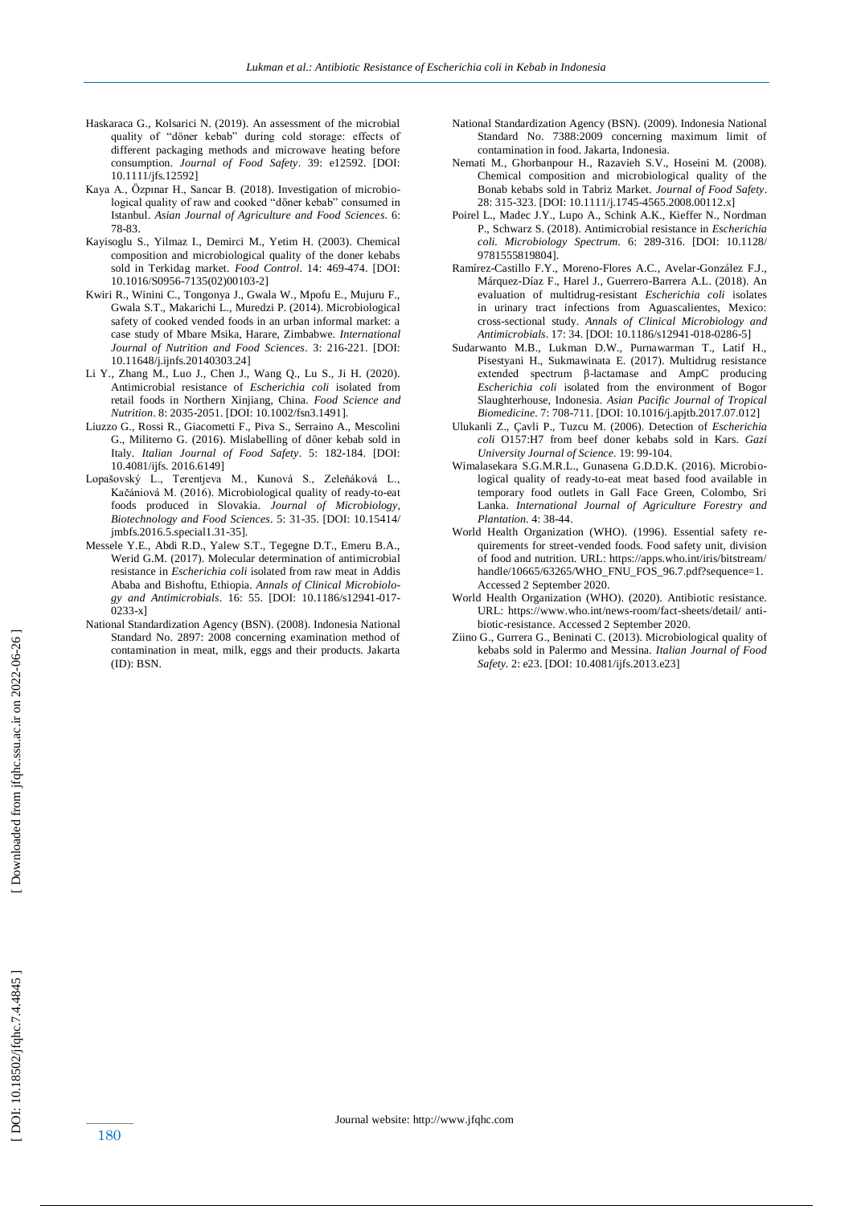Haskaraca G., Kolsarici N. (2019). An assessment of the microbial quality of "döner kebab" during cold storage: effects of different packaging methods and microwave heating before consumption. *Journal of Food Safety*. 39: e12592. [DOI: 10.1111/jfs.12592]

Kaya A., Özpınar H., Sancar B. (2018). Investigation of microbiological quality of raw and cooked "döner kebab" consumed in Istanbul. *Asian Journal of Agriculture and Food Sciences*. 6: 78-83.

Kayisoglu S., Yilmaz I., Demirci M., Yetim H. (2003). Chemical composition and microbiological quality of the doner kebabs sold in Terkidag market. *Food Control*. 14: 469-474. [DOI: 10.1016/S0956-7135(02)00103-2]

Kwiri R., Winini C., Tongonya J., Gwala W., Mpofu E., Mujuru F., Gwala S.T., Makarichi L., Muredzi P. (2014). Microbiological safety of cooked vended foods in an urban informal market: a case study of Mbare Msika, Harare, Zimbabwe. *International Journal of Nutrition and Food Sciences*. 3: 216-221. [DOI: 10.11648/j.ijnfs.20140303.24]

Li Y., Zhang M., Luo J., Chen J., Wang Q., Lu S., Ji H. (2020). Antimicrobial resistance of *Escherichia coli* isolated from retail foods in Northern Xinjiang, China. *Food Science and Nutrition*. 8: 2035-2051. [DOI: 10.1002/fsn3.1491].

Liuzzo G., Rossi R., Giacometti F., Piva S., Serraino A., Mescolini G., Militerno G. (2016). Mislabelling of döner kebab sold in Italy. *Italian Journal of Food Safety*. 5: 182-184. [DOI: 10.4081/ijfs. 2016.6149]

Lopašovský L., Terentjeva M., Kunová S., Zeleňáková L., Kačániová M. (2016). Microbiological quality of ready-to-eat foods produced in Slovakia. *Journal of Microbiology, Biotechnology and Food Sciences*. 5: 31-35. [DOI: 10.15414/ jmbfs.2016.5.special1.31-35].

Messele Y.E., Abdi R.D., Yalew S.T., Tegegne D.T., Emeru B.A., Werid G.M. (2017). Molecular determination of antimicrobial resistance in *Escherichia coli* isolated from raw meat in Addis Ababa and Bishoftu, Ethiopia. *Annals of Clinical Microbiology and Antimicrobials*. 16: 55. [DOI: 10.1186/s12941-017-0233-x]

National Standardization Agency (BSN). (2008). Indonesia National Standard No. 2897: 2008 concerning examination method of contamination in meat, milk, eggs and their products. Jakarta (ID): BSN.

National Standardization Agency (BSN). (2009). Indonesia National Standard No. 7388:2009 concerning maximum limit of contamination in food. Jakarta, Indonesia.

Nemati M., Ghorbanpour H., Razavieh S.V., Hoseini M. (2008). Chemical composition and microbiological quality of the Bonab kebabs sold in Tabriz Market. *Journal of Food Safety*. 28: 315-323. [DOI: 10.1111/j.1745-4565.2008.00112.x]

Poirel L., Madec J.Y., Lupo A., Schink A.K., Kieffer N., Nordman P., Schwarz S. (2018). Antimicrobial resistance in *Escherichia coli*. *Microbiology Spectrum*. 6: 289-316. [DOI: 10.1128/ 9781555819804].

Ramírez-Castillo F.Y., Moreno-Flores A.C., Avelar-González F.J., Márquez-Díaz F., Harel J., Guerrero-Barrera A.L. (2018). An evaluation of multidrug-resistant *Escherichia coli* isolates in urinary tract infections from Aguascalientes, Mexico: cross-sectional study. *Annals of Clinical Microbiology and Antimicrobials*. 17: 34. [DOI: 10.1186/s12941-018-0286-5]

Sudarwanto M.B., Lukman D.W., Purnawarman T., Latif H., Pisestyani H., Sukmawinata E. (2017). Multidrug resistance extended spectrum β-lactamase and AmpC producing *Escherichia coli* isolated from the environment of Bogor Slaughterhouse, Indonesia. *Asian Pacific Journal of Tropical Biomedicine*. 7: 708-711. [DOI: 10.1016/j.apjtb.2017.07.012]

Ulukanli Z., Çavli P., Tuzcu M. (2006). Detection of *Escherichia coli* O157:H7 from beef doner kebabs sold in Kars. *Gazi University Journal of Science*. 19: 99-104.

Wimalasekara S.G.M.R.L., Gunasena G.D.D.K. (2016). Microbiological quality of ready-to-eat meat based food available in temporary food outlets in Gall Face Green, Colombo, Sri Lanka. *International Journal of Agriculture Forestry and Plantation*. 4: 38-44.

World Health Organization (WHO). (1996). Essential safety requirements for street-vended foods. Food safety unit, division of food and nutrition. URL: https://apps.who.int/iris/bitstream/ handle/10665/63265/WHO_FNU_FOS_96.7.pdf?sequence=1. Accessed 2 September 2020.

World Health Organization (WHO). (2020). Antibiotic resistance. URL: https://www.who.int/news-room/fact-sheets/detail/ antibiotic-resistance. Accessed 2 September 2020.

Ziino G., Gurrera G., Beninati C. (2013). Microbiological quality of kebabs sold in Palermo and Messina. *Italian Journal of Food Safety*. 2: e23. [DOI: 10.4081/ijfs.2013.e23]